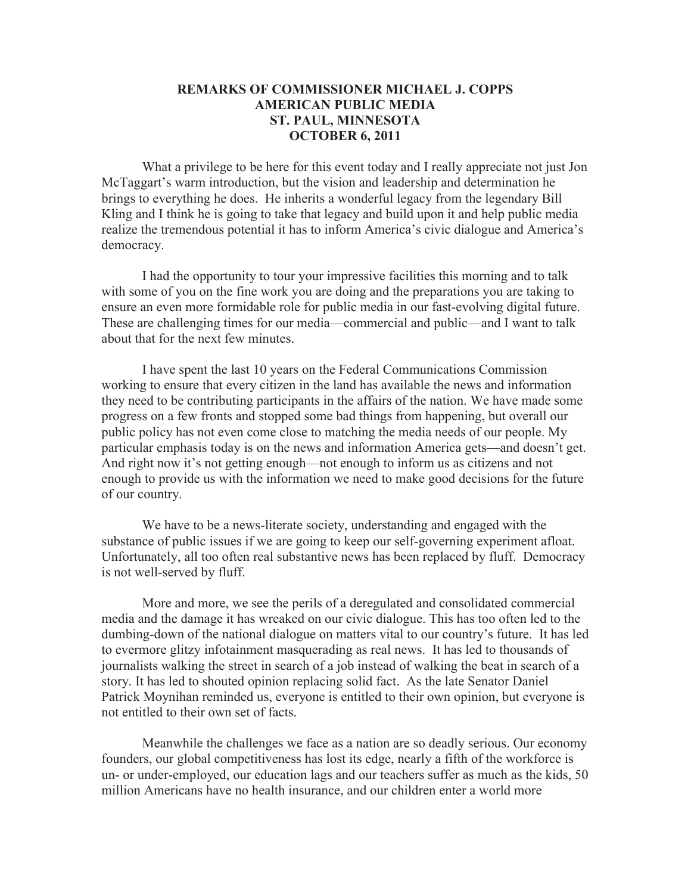**REMARKS OF COMMISSIONER MICHAEL J. COPPS**
**AMERICAN PUBLIC MEDIA**
**ST. PAUL, MINNESOTA**
**OCTOBER 6, 2011**

What a privilege to be here for this event today and I really appreciate not just Jon McTaggart's warm introduction, but the vision and leadership and determination he brings to everything he does. He inherits a wonderful legacy from the legendary Bill Kling and I think he is going to take that legacy and build upon it and help public media realize the tremendous potential it has to inform America's civic dialogue and America's democracy.

I had the opportunity to tour your impressive facilities this morning and to talk with some of you on the fine work you are doing and the preparations you are taking to ensure an even more formidable role for public media in our fast-evolving digital future. These are challenging times for our media—commercial and public—and I want to talk about that for the next few minutes.

I have spent the last 10 years on the Federal Communications Commission working to ensure that every citizen in the land has available the news and information they need to be contributing participants in the affairs of the nation. We have made some progress on a few fronts and stopped some bad things from happening, but overall our public policy has not even come close to matching the media needs of our people. My particular emphasis today is on the news and information America gets—and doesn't get. And right now it's not getting enough—not enough to inform us as citizens and not enough to provide us with the information we need to make good decisions for the future of our country.

We have to be a news-literate society, understanding and engaged with the substance of public issues if we are going to keep our self-governing experiment afloat. Unfortunately, all too often real substantive news has been replaced by fluff. Democracy is not well-served by fluff.

More and more, we see the perils of a deregulated and consolidated commercial media and the damage it has wreaked on our civic dialogue. This has too often led to the dumbing-down of the national dialogue on matters vital to our country's future. It has led to evermore glitzy infotainment masquerading as real news. It has led to thousands of journalists walking the street in search of a job instead of walking the beat in search of a story. It has led to shouted opinion replacing solid fact. As the late Senator Daniel Patrick Moynihan reminded us, everyone is entitled to their own opinion, but everyone is not entitled to their own set of facts.

Meanwhile the challenges we face as a nation are so deadly serious. Our economy founders, our global competitiveness has lost its edge, nearly a fifth of the workforce is un- or under-employed, our education lags and our teachers suffer as much as the kids, 50 million Americans have no health insurance, and our children enter a world more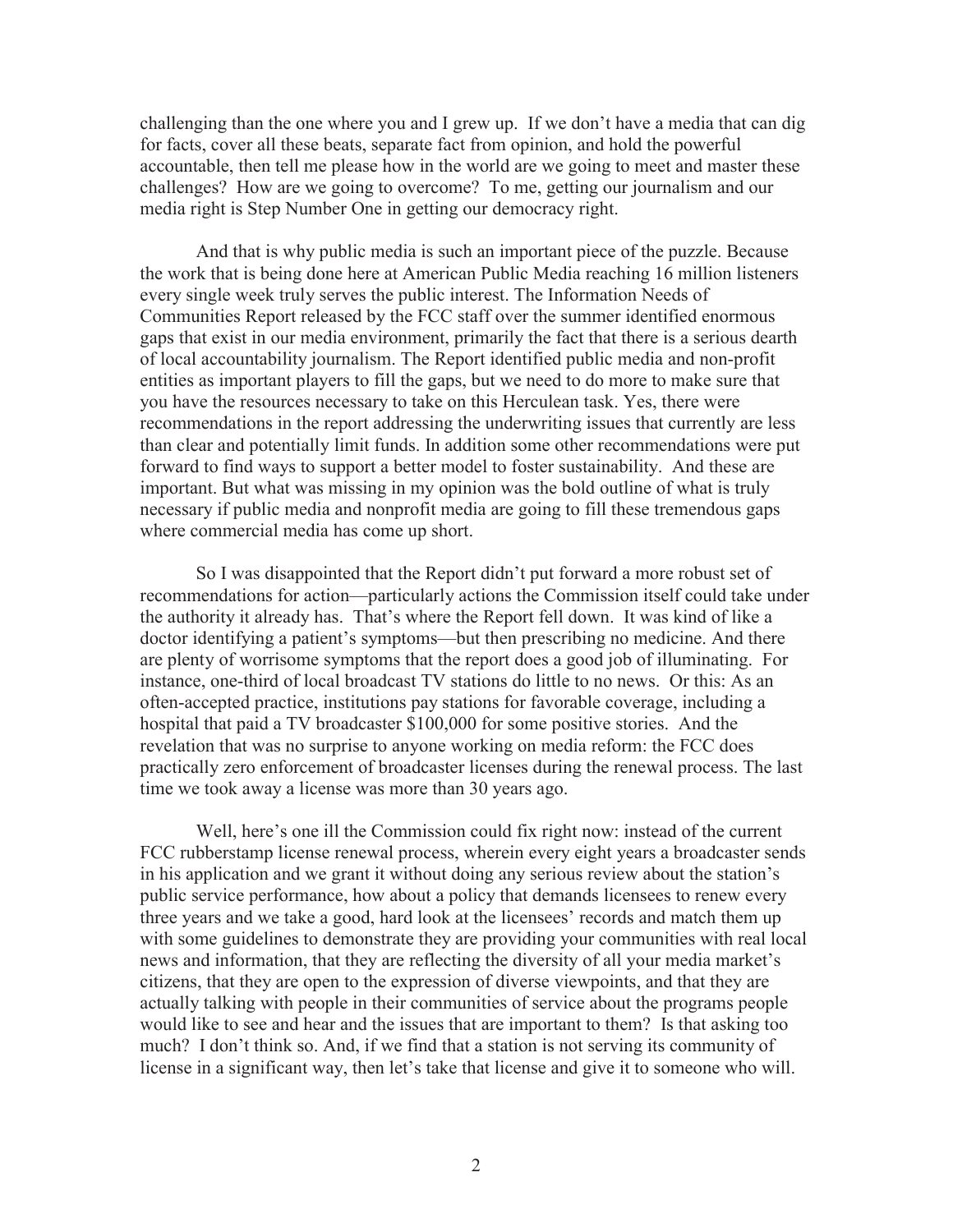challenging than the one where you and I grew up. If we don't have a media that can dig for facts, cover all these beats, separate fact from opinion, and hold the powerful accountable, then tell me please how in the world are we going to meet and master these challenges? How are we going to overcome? To me, getting our journalism and our media right is Step Number One in getting our democracy right.

And that is why public media is such an important piece of the puzzle. Because the work that is being done here at American Public Media reaching 16 million listeners every single week truly serves the public interest. The Information Needs of Communities Report released by the FCC staff over the summer identified enormous gaps that exist in our media environment, primarily the fact that there is a serious dearth of local accountability journalism. The Report identified public media and non-profit entities as important players to fill the gaps, but we need to do more to make sure that you have the resources necessary to take on this Herculean task. Yes, there were recommendations in the report addressing the underwriting issues that currently are less than clear and potentially limit funds. In addition some other recommendations were put forward to find ways to support a better model to foster sustainability. And these are important. But what was missing in my opinion was the bold outline of what is truly necessary if public media and nonprofit media are going to fill these tremendous gaps where commercial media has come up short.

So I was disappointed that the Report didn't put forward a more robust set of recommendations for action—particularly actions the Commission itself could take under the authority it already has. That's where the Report fell down. It was kind of like a doctor identifying a patient's symptoms—but then prescribing no medicine. And there are plenty of worrisome symptoms that the report does a good job of illuminating. For instance, one-third of local broadcast TV stations do little to no news. Or this: As an often-accepted practice, institutions pay stations for favorable coverage, including a hospital that paid a TV broadcaster $100,000 for some positive stories. And the revelation that was no surprise to anyone working on media reform: the FCC does practically zero enforcement of broadcaster licenses during the renewal process. The last time we took away a license was more than 30 years ago.

Well, here's one ill the Commission could fix right now: instead of the current FCC rubberstamp license renewal process, wherein every eight years a broadcaster sends in his application and we grant it without doing any serious review about the station's public service performance, how about a policy that demands licensees to renew every three years and we take a good, hard look at the licensees' records and match them up with some guidelines to demonstrate they are providing your communities with real local news and information, that they are reflecting the diversity of all your media market's citizens, that they are open to the expression of diverse viewpoints, and that they are actually talking with people in their communities of service about the programs people would like to see and hear and the issues that are important to them? Is that asking too much? I don't think so. And, if we find that a station is not serving its community of license in a significant way, then let's take that license and give it to someone who will.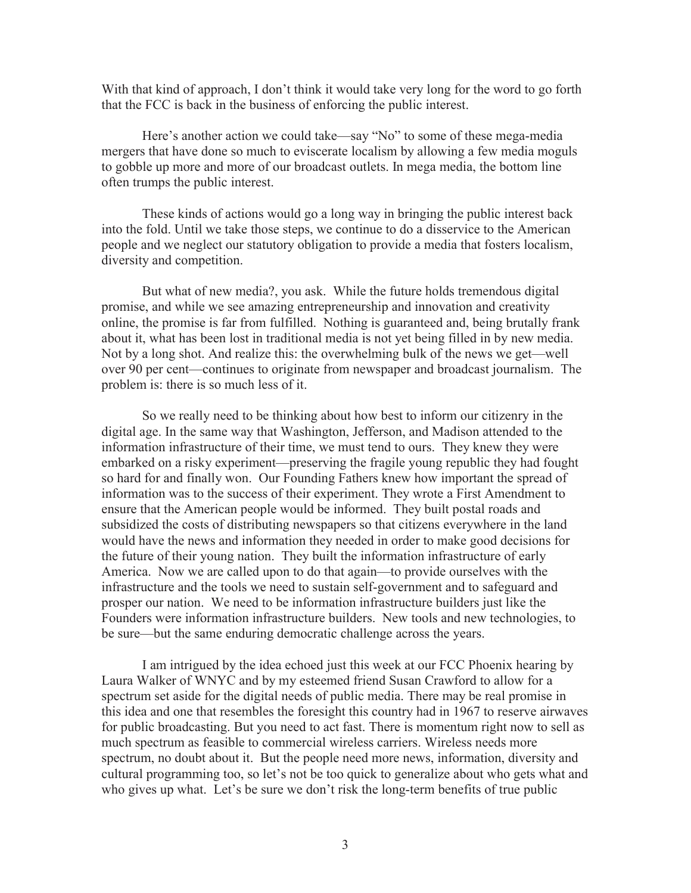With that kind of approach, I don't think it would take very long for the word to go forth that the FCC is back in the business of enforcing the public interest.

Here's another action we could take—say "No" to some of these mega-media mergers that have done so much to eviscerate localism by allowing a few media moguls to gobble up more and more of our broadcast outlets. In mega media, the bottom line often trumps the public interest.

These kinds of actions would go a long way in bringing the public interest back into the fold. Until we take those steps, we continue to do a disservice to the American people and we neglect our statutory obligation to provide a media that fosters localism, diversity and competition.

But what of new media?, you ask. While the future holds tremendous digital promise, and while we see amazing entrepreneurship and innovation and creativity online, the promise is far from fulfilled. Nothing is guaranteed and, being brutally frank about it, what has been lost in traditional media is not yet being filled in by new media. Not by a long shot. And realize this: the overwhelming bulk of the news we get—well over 90 per cent—continues to originate from newspaper and broadcast journalism. The problem is: there is so much less of it.

So we really need to be thinking about how best to inform our citizenry in the digital age. In the same way that Washington, Jefferson, and Madison attended to the information infrastructure of their time, we must tend to ours. They knew they were embarked on a risky experiment—preserving the fragile young republic they had fought so hard for and finally won. Our Founding Fathers knew how important the spread of information was to the success of their experiment. They wrote a First Amendment to ensure that the American people would be informed. They built postal roads and subsidized the costs of distributing newspapers so that citizens everywhere in the land would have the news and information they needed in order to make good decisions for the future of their young nation. They built the information infrastructure of early America. Now we are called upon to do that again—to provide ourselves with the infrastructure and the tools we need to sustain self-government and to safeguard and prosper our nation. We need to be information infrastructure builders just like the Founders were information infrastructure builders. New tools and new technologies, to be sure—but the same enduring democratic challenge across the years.

I am intrigued by the idea echoed just this week at our FCC Phoenix hearing by Laura Walker of WNYC and by my esteemed friend Susan Crawford to allow for a spectrum set aside for the digital needs of public media. There may be real promise in this idea and one that resembles the foresight this country had in 1967 to reserve airwaves for public broadcasting. But you need to act fast. There is momentum right now to sell as much spectrum as feasible to commercial wireless carriers. Wireless needs more spectrum, no doubt about it. But the people need more news, information, diversity and cultural programming too, so let's not be too quick to generalize about who gets what and who gives up what. Let's be sure we don't risk the long-term benefits of true public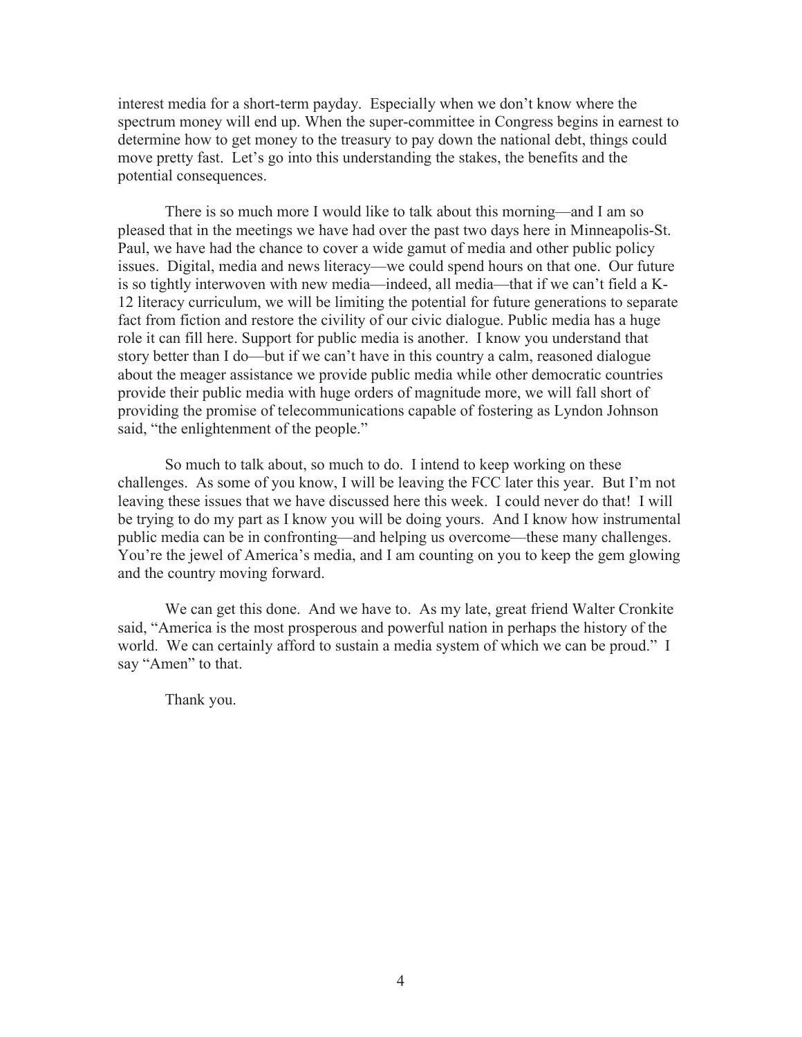interest media for a short-term payday. Especially when we don't know where the spectrum money will end up. When the super-committee in Congress begins in earnest to determine how to get money to the treasury to pay down the national debt, things could move pretty fast. Let's go into this understanding the stakes, the benefits and the potential consequences.

There is so much more I would like to talk about this morning—and I am so pleased that in the meetings we have had over the past two days here in Minneapolis-St. Paul, we have had the chance to cover a wide gamut of media and other public policy issues. Digital, media and news literacy—we could spend hours on that one. Our future is so tightly interwoven with new media—indeed, all media—that if we can't field a K-12 literacy curriculum, we will be limiting the potential for future generations to separate fact from fiction and restore the civility of our civic dialogue. Public media has a huge role it can fill here. Support for public media is another. I know you understand that story better than I do—but if we can't have in this country a calm, reasoned dialogue about the meager assistance we provide public media while other democratic countries provide their public media with huge orders of magnitude more, we will fall short of providing the promise of telecommunications capable of fostering as Lyndon Johnson said, "the enlightenment of the people."

So much to talk about, so much to do. I intend to keep working on these challenges. As some of you know, I will be leaving the FCC later this year. But I'm not leaving these issues that we have discussed here this week. I could never do that! I will be trying to do my part as I know you will be doing yours. And I know how instrumental public media can be in confronting—and helping us overcome—these many challenges. You're the jewel of America's media, and I am counting on you to keep the gem glowing and the country moving forward.

We can get this done. And we have to. As my late, great friend Walter Cronkite said, "America is the most prosperous and powerful nation in perhaps the history of the world. We can certainly afford to sustain a media system of which we can be proud." I say "Amen" to that.

Thank you.